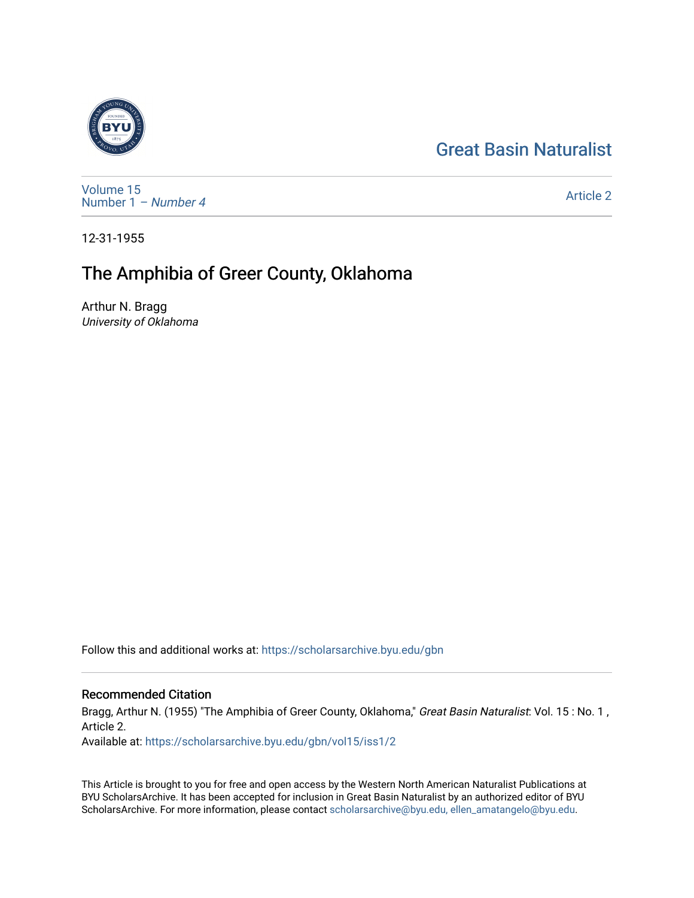Great Basin Naturalist

Volume 15
Number 1 – *Number 4*

Article 2

12-31-1955

# The Amphibia of Greer County, Oklahoma

Arthur N. Bragg
*University of Oklahoma*

Follow this and additional works at: https://scholarsarchive.byu.edu/gbn

## Recommended Citation

Bragg, Arthur N. (1955) "The Amphibia of Greer County, Oklahoma," *Great Basin Naturalist*: Vol. 15 : No. 1 , Article 2.
Available at: https://scholarsarchive.byu.edu/gbn/vol15/iss1/2

This Article is brought to you for free and open access by the Western North American Naturalist Publications at BYU ScholarsArchive. It has been accepted for inclusion in Great Basin Naturalist by an authorized editor of BYU ScholarsArchive. For more information, please contact scholarsarchive@byu.edu, ellen_amatangelo@byu.edu.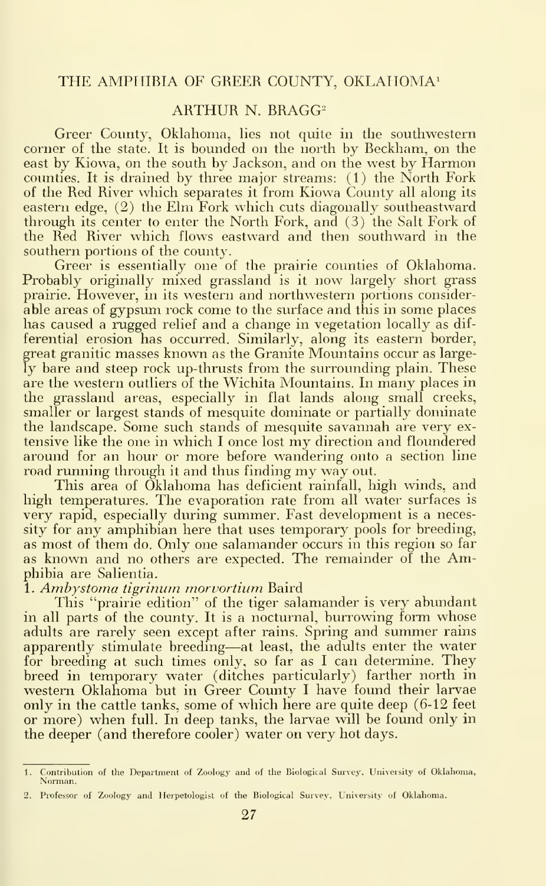# THE AMPHIBIA OF GREER COUNTY, OKLAHOMA[1]

## ARTHUR N. BRAGG[2]

Greer County, Oklahoma, lies not quite in the southwestern corner of the state. It is bounded on the north by Beckham, on the east by Kiowa, on the south by Jackson, and on the west by Harmon counties. It is drained by three major streams: (1) the North Fork of the Red River which separates it from Kiowa County all along its eastern edge, (2) the Elm Fork which cuts diagonally southeastward through its center to enter the North Fork, and (3) the Salt Fork of the Red River which flows eastward and then southward in the southern portions of the county.

Greer is essentially one of the prairie counties of Oklahoma. Probably originally mixed grassland is it now largely short grass prairie. However, in its western and northwestern portions considerable areas of gypsum rock come to the surface and this in some places has caused a rugged relief and a change in vegetation locally as differential erosion has occurred. Similarly, along its eastern border, great granitic masses known as the Granite Mountains occur as largely bare and steep rock up-thrusts from the surrounding plain. These are the western outliers of the Wichita Mountains. In many places in the grassland areas, especially in flat lands along small creeks, smaller or largest stands of mesquite dominate or partially dominate the landscape. Some such stands of mesquite savannah are very extensive like the one in which I once lost my direction and floundered around for an hour or more before wandering onto a section line road running through it and thus finding my way out.

This area of Oklahoma has deficient rainfall, high winds, and high temperatures. The evaporation rate from all water surfaces is very rapid, especially during summer. Fast development is a necessity for any amphibian here that uses temporary pools for breeding, as most of them do. Only one salamander occurs in this region so far as known and no others are expected. The remainder of the Amphibia are Salientia.

1. *Ambystoma tigrinum morvortium* Baird

This "prairie edition" of the tiger salamander is very abundant in all parts of the county. It is a nocturnal, burrowing form whose adults are rarely seen except after rains. Spring and summer rains apparently stimulate breeding—at least, the adults enter the water for breeding at such times only, so far as I can determine. They breed in temporary water (ditches particularly) farther north in western Oklahoma but in Greer County I have found their larvae only in the cattle tanks, some of which here are quite deep (6-12 feet or more) when full. In deep tanks, the larvae will be found only in the deeper (and therefore cooler) water on very hot days.

---

1. Contribution of the Department of Zoology and of the Biological Survey, University of Oklahoma, Norman.

2. Professor of Zoology and Herpetologist of the Biological Survey, University of Oklahoma.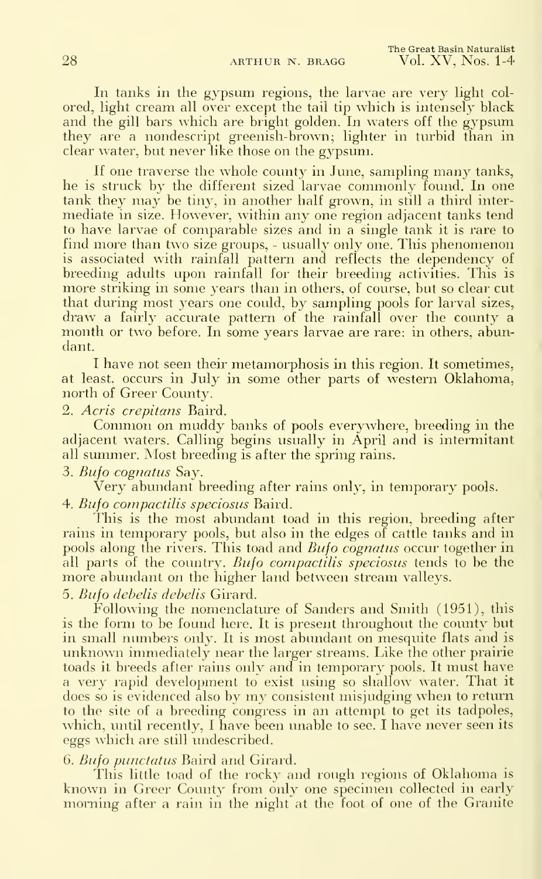In tanks in the gypsum regions, the larvae are very light colored, light cream all over except the tail tip which is intensely black and the gill bars which are bright golden. In waters off the gypsum they are a nondescript greenish-brown; lighter in turbid than in clear water, but never like those on the gypsum.

If one traverse the whole county in June, sampling many tanks, he is struck by the different sized larvae commonly found. In one tank they may be tiny, in another half grown, in still a third intermediate in size. However, within any one region adjacent tanks tend to have larvae of comparable sizes and in a single tank it is rare to find more than two size groups, - usually only one. This phenomenon is associated with rainfall pattern and reflects the dependency of breeding adults upon rainfall for their breeding activities. This is more striking in some years than in others, of course, but so clear cut that during most years one could, by sampling pools for larval sizes, draw a fairly accurate pattern of the rainfall over the county a month or two before. In some years larvae are rare: in others, abundant.

I have not seen their metamorphosis in this region. It sometimes, at least, occurs in July in some other parts of western Oklahoma, north of Greer County.

2. *Acris crepitans* Baird.

Common on muddy banks of pools everywhere, breeding in the adjacent waters. Calling begins usually in April and is intermitant all summer. Most breeding is after the spring rains.

3. *Bufo cognatus* Say.

Very abundant breeding after rains only, in temporary pools.

4. *Bufo compactilis speciosus* Baird.

This is the most abundant toad in this region, breeding after rains in temporary pools, but also in the edges of cattle tanks and in pools along the rivers. This toad and *Bufo cognatus* occur together in all parts of the country. *Bufo compactilis speciosus* tends to be the more abundant on the higher land between stream valleys.

5. *Bufo debelis debelis* Girard.

Following the nomenclature of Sanders and Smith (1951), this is the form to be found here. It is present throughout the county but in small numbers only. It is most abundant on mesquite flats and is unknown immediately near the larger streams. Like the other prairie toads it breeds after rains only and in temporary pools. It must have a very rapid development to exist using so shallow water. That it does so is evidenced also by my consistent misjudging when to return to the site of a breeding congress in an attempt to get its tadpoles, which, until recently, I have been unable to see. I have never seen its eggs which are still undescribed.

6. *Bufo punctatus* Baird and Girard.

This little toad of the rocky and rough regions of Oklahoma is known in Greer County from only one specimen collected in early morning after a rain in the night at the foot of one of the Granite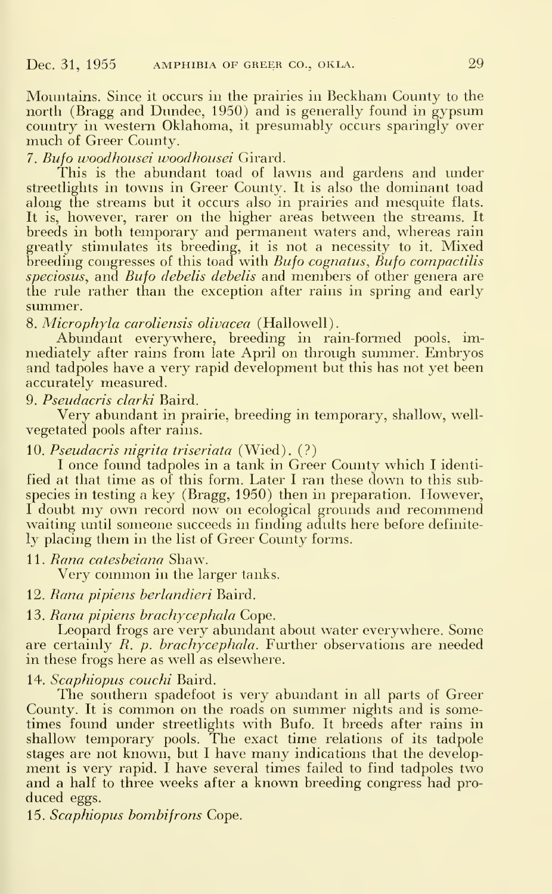Mountains. Since it occurs in the prairies in Beckham County to the north (Bragg and Dundee, 1950) and is generally found in gypsum country in western Oklahoma, it presumably occurs sparingly over much of Greer County.

7. *Bufo woodhousei woodhousei* Girard.

This is the abundant toad of lawns and gardens and under streetlights in towns in Greer County. It is also the dominant toad along the streams but it occurs also in prairies and mesquite flats. It is, however, rarer on the higher areas between the streams. It breeds in both temporary and permanent waters and, whereas rain greatly stimulates its breeding, it is not a necessity to it. Mixed breeding congresses of this toad with *Bufo cognatus*, *Bufo compactilis speciosus*, and *Bufo debelis debelis* and members of other genera are the rule rather than the exception after rains in spring and early summer.

8. *Microphyla caroliensis olivacea* (Hallowell).

Abundant everywhere, breeding in rain-formed pools, immediately after rains from late April on through summer. Embryos and tadpoles have a very rapid development but this has not yet been accurately measured.

9. *Pseudacris clarki* Baird.

Very abundant in prairie, breeding in temporary, shallow, well-vegetated pools after rains.

10. *Pseudacris nigrita triseriata* (Wied). (?)

I once found tadpoles in a tank in Greer County which I identified at that time as of this form. Later I ran these down to this subspecies in testing a key (Bragg, 1950) then in preparation. However, I doubt my own record now on ecological grounds and recommend waiting until someone succeeds in finding adults here before definitely placing them in the list of Greer County forms.

11. *Rana catesbeiana* Shaw.

Very common in the larger tanks.

12. *Rana pipiens berlandieri* Baird.

13. *Rana pipiens brachycephala* Cope.

Leopard frogs are very abundant about water everywhere. Some are certainly *R. p. brachycephala*. Further observations are needed in these frogs here as well as elsewhere.

14. *Scaphiopus couchi* Baird.

The southern spadefoot is very abundant in all parts of Greer County. It is common on the roads on summer nights and is sometimes found under streetlights with Bufo. It breeds after rains in shallow temporary pools. The exact time relations of its tadpole stages are not known, but I have many indications that the development is very rapid. I have several times failed to find tadpoles two and a half to three weeks after a known breeding congress had produced eggs.

15. *Scaphiopus bombifrons* Cope.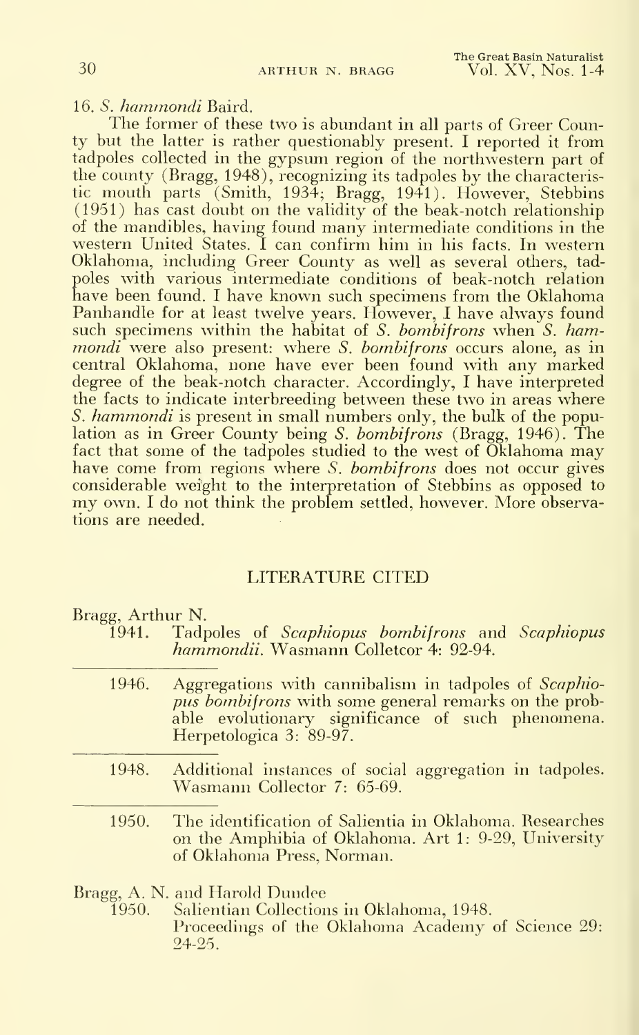16. *S. hammondi* Baird.

The former of these two is abundant in all parts of Greer County but the latter is rather questionably present. I reported it from tadpoles collected in the gypsum region of the northwestern part of the county (Bragg, 1948), recognizing its tadpoles by the characteristic mouth parts (Smith, 1934; Bragg, 1941). However, Stebbins (1951) has cast doubt on the validity of the beak-notch relationship of the mandibles, having found many intermediate conditions in the western United States. I can confirm him in his facts. In western Oklahoma, including Greer County as well as several others, tadpoles with various intermediate conditions of beak-notch relation have been found. I have known such specimens from the Oklahoma Panhandle for at least twelve years. However, I have always found such specimens within the habitat of *S. bombifrons* when *S. hammondi* were also present: where *S. bombifrons* occurs alone, as in central Oklahoma, none have ever been found with any marked degree of the beak-notch character. Accordingly, I have interpreted the facts to indicate interbreeding between these two in areas where *S. hammondi* is present in small numbers only, the bulk of the population as in Greer County being *S. bombifrons* (Bragg, 1946). The fact that some of the tadpoles studied to the west of Oklahoma may have come from regions where *S. bombifrons* does not occur gives considerable weight to the interpretation of Stebbins as opposed to my own. I do not think the problem settled, however. More observations are needed.

## LITERATURE CITED

Bragg, Arthur N.

1941. Tadpoles of *Scaphiopus bombifrons* and *Scaphiopus hammondii*. Wasmann Colletcor 4: 92-94.

1946. Aggregations with cannibalism in tadpoles of *Scaphiopus bombifrons* with some general remarks on the probable evolutionary significance of such phenomena. Herpetologica 3: 89-97.

1948. Additional instances of social aggregation in tadpoles. Wasmann Collector 7: 65-69.

1950. The identification of Salientia in Oklahoma. Researches on the Amphibia of Oklahoma. Art 1: 9-29, University of Oklahoma Press, Norman.

Bragg, A. N. and Harold Dundee

1950. Salientian Collections in Oklahoma, 1948. Proceedings of the Oklahoma Academy of Science 29: 24-25.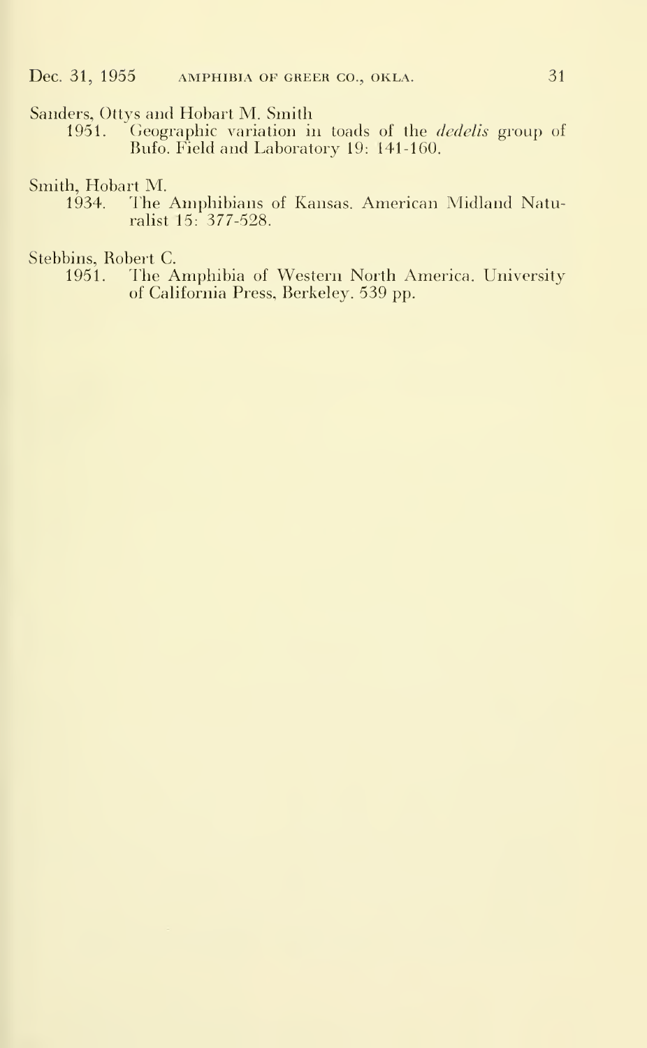Sanders, Ottys and Hobart M. Smith

1951. Geographic variation in toads of the *dedelis* group of Bufo. Field and Laboratory 19: 141-160.

Smith, Hobart M.

1934. The Amphibians of Kansas. American Midland Naturalist 15: 377-528.

Stebbins, Robert C.

1951. The Amphibia of Western North America. University of California Press, Berkeley. 539 pp.